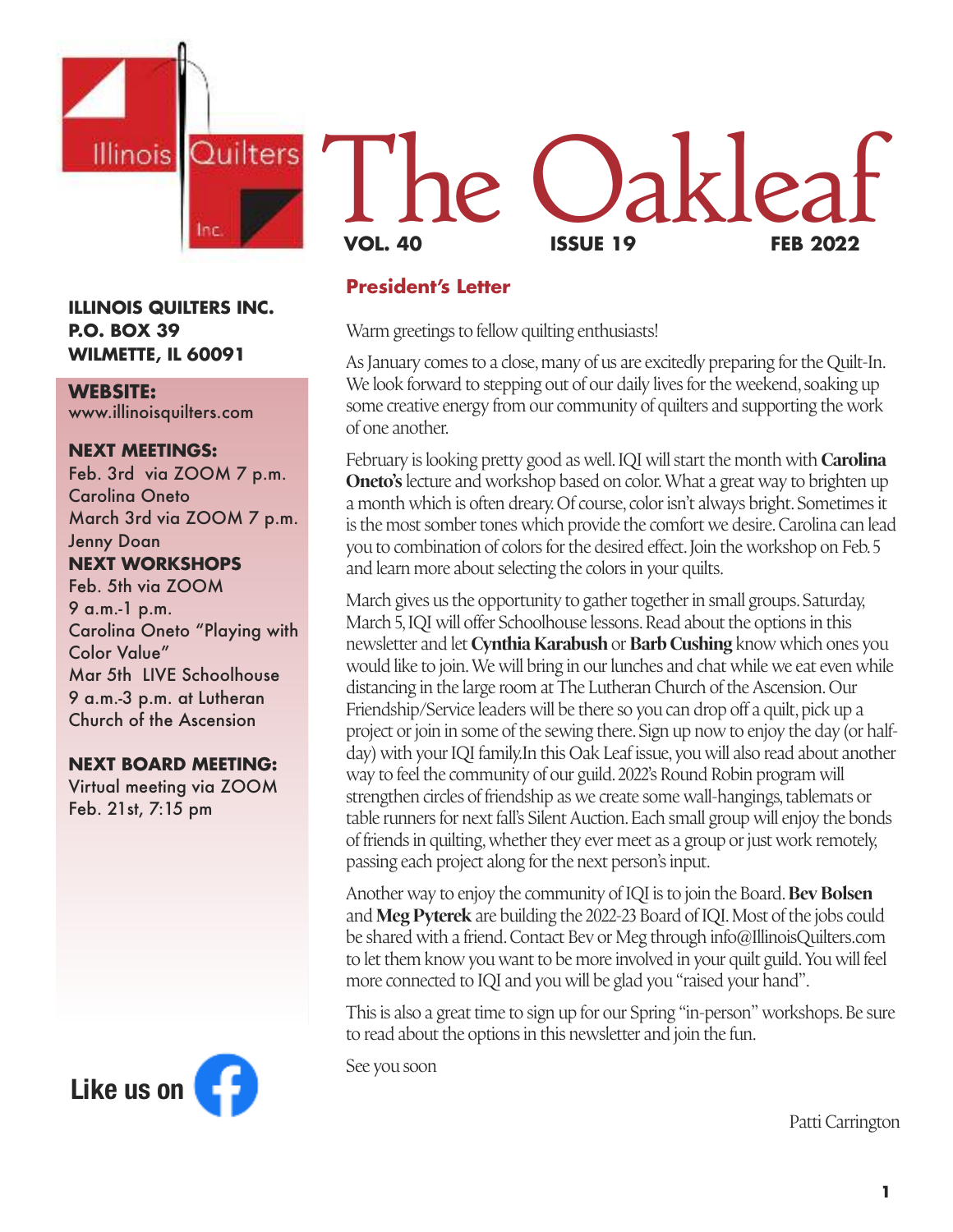# The Oakleaf

**VOL. 40** **ISSUE 19** **FEB 2022**

**ILLINOIS QUILTERS INC.**
**P.O. BOX 39**
**WILMETTE, IL 60091**

**WEBSITE:**
www.illinoisquilters.com

**NEXT MEETINGS:**
Feb. 3rd via ZOOM 7 p.m.
Carolina Oneto
March 3rd via ZOOM 7 p.m.
Jenny Doan

**NEXT WORKSHOPS**
Feb. 5th via ZOOM
9 a.m.-1 p.m.
Carolina Oneto "Playing with Color Value"
Mar 5th LIVE Schoolhouse
9 a.m.-3 p.m. at Lutheran Church of the Ascension

**NEXT BOARD MEETING:**
Virtual meeting via ZOOM
Feb. 21st, 7:15 pm

**Like us on** Facebook

## President's Letter

Warm greetings to fellow quilting enthusiasts!

As January comes to a close, many of us are excitedly preparing for the Quilt-In. We look forward to stepping out of our daily lives for the weekend, soaking up some creative energy from our community of quilters and supporting the work of one another.

February is looking pretty good as well. IQI will start the month with **Carolina Oneto's** lecture and workshop based on color. What a great way to brighten up a month which is often dreary. Of course, color isn't always bright. Sometimes it is the most somber tones which provide the comfort we desire. Carolina can lead you to combination of colors for the desired effect. Join the workshop on Feb. 5 and learn more about selecting the colors in your quilts.

March gives us the opportunity to gather together in small groups. Saturday, March 5, IQI will offer Schoolhouse lessons. Read about the options in this newsletter and let **Cynthia Karabush** or **Barb Cushing** know which ones you would like to join. We will bring in our lunches and chat while we eat even while distancing in the large room at The Lutheran Church of the Ascension. Our Friendship/Service leaders will be there so you can drop off a quilt, pick up a project or join in some of the sewing there. Sign up now to enjoy the day (or half-day) with your IQI family.In this Oak Leaf issue, you will also read about another way to feel the community of our guild. 2022's Round Robin program will strengthen circles of friendship as we create some wall-hangings, tablemats or table runners for next fall's Silent Auction. Each small group will enjoy the bonds of friends in quilting, whether they ever meet as a group or just work remotely, passing each project along for the next person's input.

Another way to enjoy the community of IQI is to join the Board. **Bev Bolsen** and **Meg Pyterek** are building the 2022-23 Board of IQI. Most of the jobs could be shared with a friend. Contact Bev or Meg through info@IllinoisQuilters.com to let them know you want to be more involved in your quilt guild. You will feel more connected to IQI and you will be glad you "raised your hand".

This is also a great time to sign up for our Spring "in-person" workshops. Be sure to read about the options in this newsletter and join the fun.

See you soon

Patti Carrington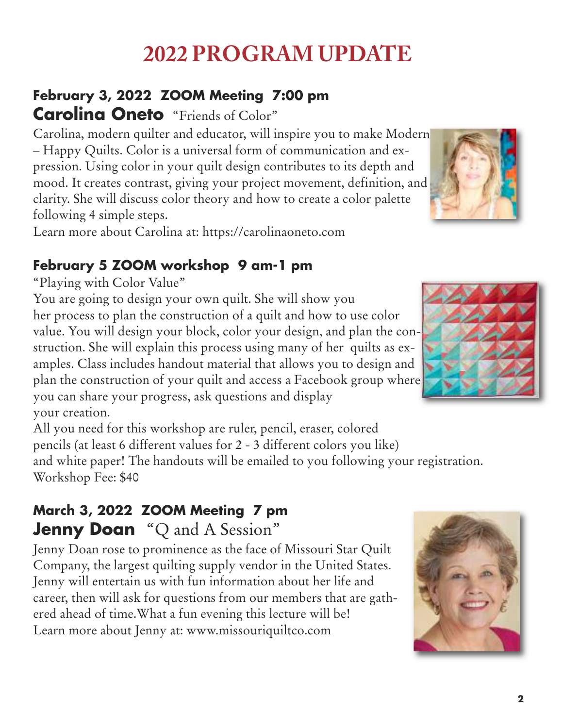# 2022 PROGRAM UPDATE

### February 3, 2022 ZOOM Meeting 7:00 pm

**Carolina Oneto** "Friends of Color"

Carolina, modern quilter and educator, will inspire you to make Modern – Happy Quilts. Color is a universal form of communication and expression. Using color in your quilt design contributes to its depth and mood. It creates contrast, giving your project movement, definition, and clarity. She will discuss color theory and how to create a color palette following 4 simple steps.

Learn more about Carolina at: https://carolinaoneto.com

### February 5 ZOOM workshop 9 am-1 pm

"Playing with Color Value"

You are going to design your own quilt. She will show you her process to plan the construction of a quilt and how to use color value. You will design your block, color your design, and plan the construction. She will explain this process using many of her quilts as examples. Class includes handout material that allows you to design and plan the construction of your quilt and access a Facebook group where you can share your progress, ask questions and display your creation.

All you need for this workshop are ruler, pencil, eraser, colored pencils (at least 6 different values for 2 - 3 different colors you like) and white paper! The handouts will be emailed to you following your registration.

Workshop Fee: $40

### March 3, 2022 ZOOM Meeting 7 pm

**Jenny Doan** "Q and A Session"

Jenny Doan rose to prominence as the face of Missouri Star Quilt Company, the largest quilting supply vendor in the United States. Jenny will entertain us with fun information about her life and career, then will ask for questions from our members that are gathered ahead of time.What a fun evening this lecture will be!

Learn more about Jenny at: www.missouriquiltco.com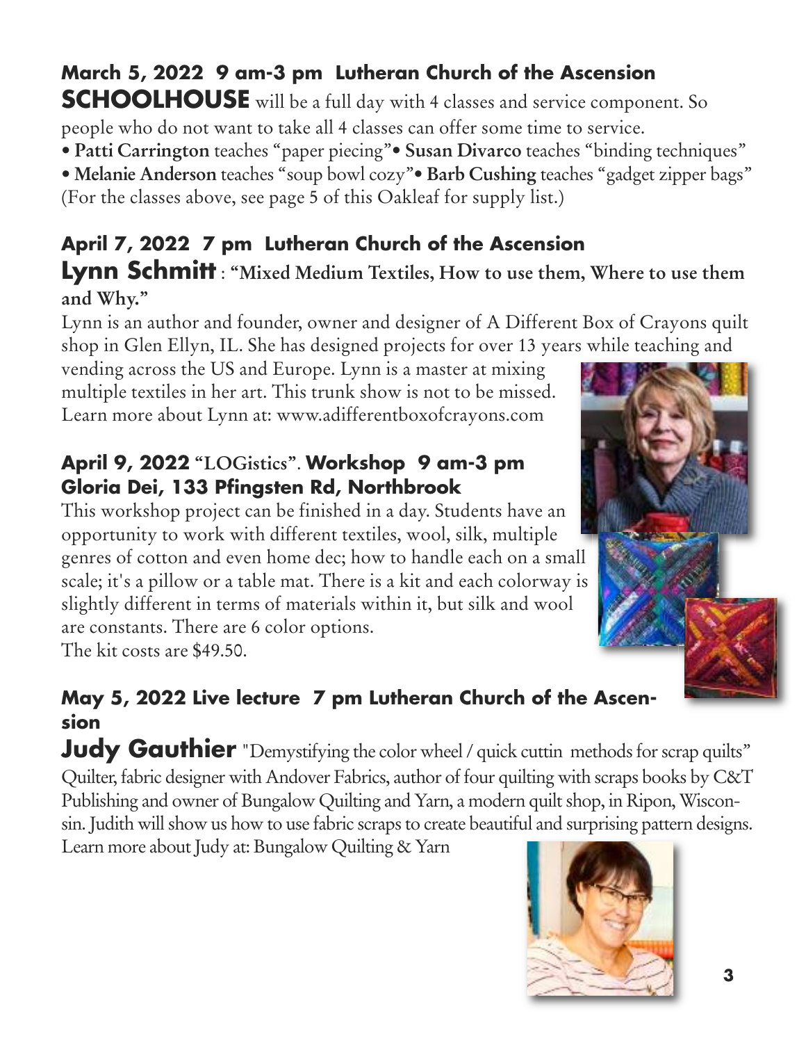## March 5, 2022 9 am-3 pm Lutheran Church of the Ascension

**SCHOOLHOUSE** will be a full day with 4 classes and service component. So people who do not want to take all 4 classes can offer some time to service.

- **Patti Carrington** teaches "paper piecing"
- **Susan Divarco** teaches "binding techniques"
- **Melanie Anderson** teaches "soup bowl cozy"
- **Barb Cushing** teaches "gadget zipper bags"

(For the classes above, see page 5 of this Oakleaf for supply list.)

## April 7, 2022 7 pm Lutheran Church of the Ascension

**Lynn Schmitt** : **"Mixed Medium Textiles, How to use them, Where to use them and Why."**

Lynn is an author and founder, owner and designer of A Different Box of Crayons quilt shop in Glen Ellyn, IL. She has designed projects for over 13 years while teaching and vending across the US and Europe. Lynn is a master at mixing multiple textiles in her art. This trunk show is not to be missed. Learn more about Lynn at: www.adifferentboxofcrayons.com

## April 9, 2022 "LOGistics". Workshop 9 am-3 pm Gloria Dei, 133 Pfingsten Rd, Northbrook

This workshop project can be finished in a day. Students have an opportunity to work with different textiles, wool, silk, multiple genres of cotton and even home dec; how to handle each on a small scale; it's a pillow or a table mat. There is a kit and each colorway is slightly different in terms of materials within it, but silk and wool are constants. There are 6 color options.
The kit costs are $49.50.

## May 5, 2022 Live lecture 7 pm Lutheran Church of the Ascension

**Judy Gauthier** "Demystifying the color wheel / quick cuttin methods for scrap quilts"
Quilter, fabric designer with Andover Fabrics, author of four quilting with scraps books by C&T Publishing and owner of Bungalow Quilting and Yarn, a modern quilt shop, in Ripon, Wisconsin. Judith will show us how to use fabric scraps to create beautiful and surprising pattern designs. Learn more about Judy at: Bungalow Quilting & Yarn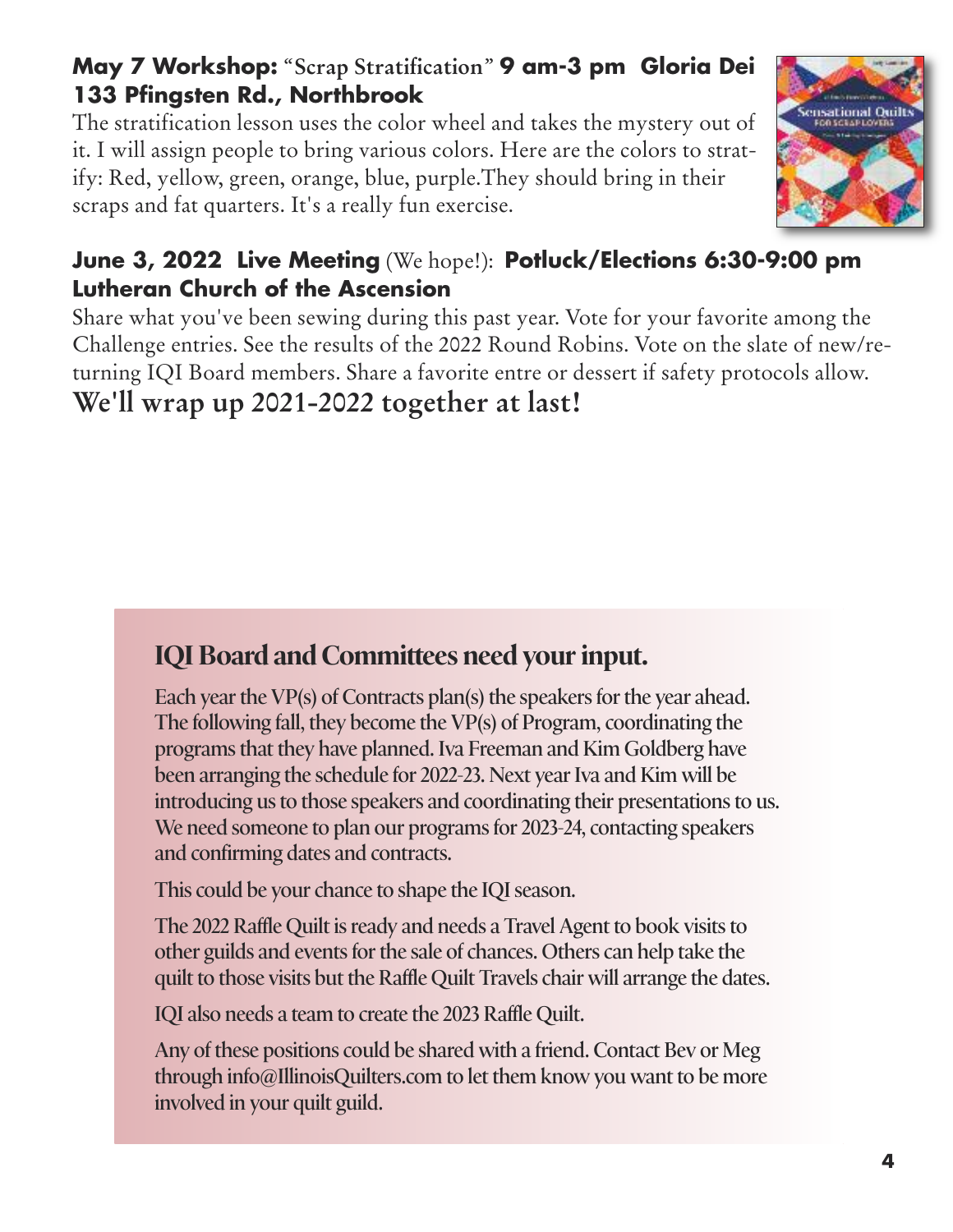**May 7 Workshop:** "Scrap Stratification" **9 am-3 pm Gloria Dei 133 Pfingsten Rd., Northbrook**

The stratification lesson uses the color wheel and takes the mystery out of it. I will assign people to bring various colors. Here are the colors to stratify: Red, yellow, green, orange, blue, purple.They should bring in their scraps and fat quarters. It's a really fun exercise.

**June 3, 2022 Live Meeting** (We hope!): **Potluck/Elections 6:30-9:00 pm Lutheran Church of the Ascension**

Share what you've been sewing during this past year. Vote for your favorite among the Challenge entries. See the results of the 2022 Round Robins. Vote on the slate of new/returning IQI Board members. Share a favorite entre or dessert if safety protocols allow.

**We'll wrap up 2021-2022 together at last!**

## IQI Board and Committees need your input.

Each year the VP(s) of Contracts plan(s) the speakers for the year ahead. The following fall, they become the VP(s) of Program, coordinating the programs that they have planned. Iva Freeman and Kim Goldberg have been arranging the schedule for 2022-23. Next year Iva and Kim will be introducing us to those speakers and coordinating their presentations to us. We need someone to plan our programs for 2023-24, contacting speakers and confirming dates and contracts.

This could be your chance to shape the IQI season.

The 2022 Raffle Quilt is ready and needs a Travel Agent to book visits to other guilds and events for the sale of chances. Others can help take the quilt to those visits but the Raffle Quilt Travels chair will arrange the dates.

IQI also needs a team to create the 2023 Raffle Quilt.

Any of these positions could be shared with a friend. Contact Bev or Meg through info@IllinoisQuilters.com to let them know you want to be more involved in your quilt guild.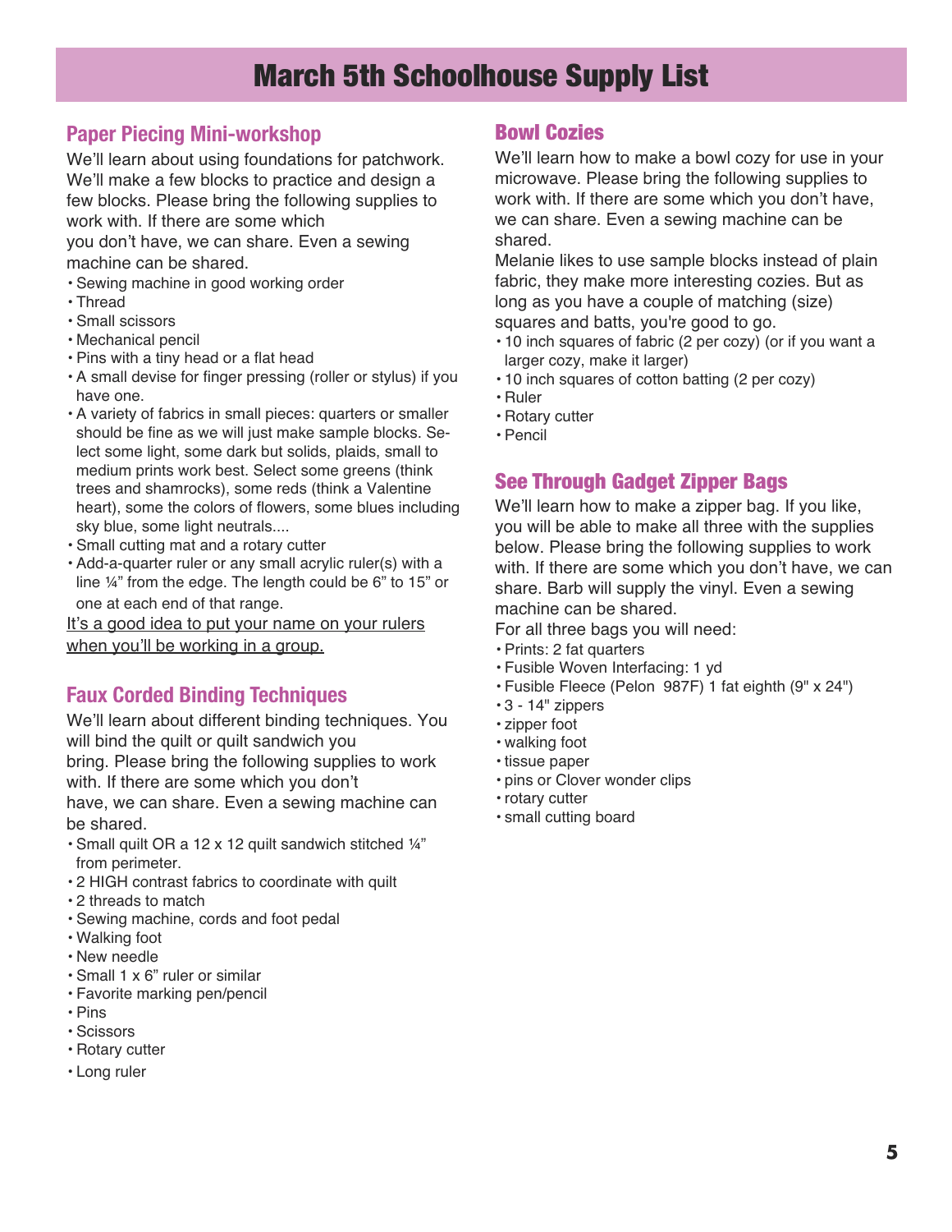# March 5th Schoolhouse Supply List

## Paper Piecing Mini-workshop

We'll learn about using foundations for patchwork. We'll make a few blocks to practice and design a few blocks. Please bring the following supplies to work with. If there are some which you don't have, we can share. Even a sewing machine can be shared.

- Sewing machine in good working order
- Thread
- Small scissors
- Mechanical pencil
- Pins with a tiny head or a flat head
- A small devise for finger pressing (roller or stylus) if you have one.
- A variety of fabrics in small pieces: quarters or smaller should be fine as we will just make sample blocks. Select some light, some dark but solids, plaids, small to medium prints work best. Select some greens (think trees and shamrocks), some reds (think a Valentine heart), some the colors of flowers, some blues including sky blue, some light neutrals....
- Small cutting mat and a rotary cutter
- Add-a-quarter ruler or any small acrylic ruler(s) with a line ¼" from the edge. The length could be 6" to 15" or one at each end of that range.

<u>It's a good idea to put your name on your rulers when you'll be working in a group.</u>

## Faux Corded Binding Techniques

We'll learn about different binding techniques. You will bind the quilt or quilt sandwich you bring. Please bring the following supplies to work with. If there are some which you don't have, we can share. Even a sewing machine can be shared.

- Small quilt OR a 12 x 12 quilt sandwich stitched ¼" from perimeter.
- 2 HIGH contrast fabrics to coordinate with quilt
- 2 threads to match
- Sewing machine, cords and foot pedal
- Walking foot
- New needle
- Small 1 x 6" ruler or similar
- Favorite marking pen/pencil
- Pins
- Scissors
- Rotary cutter
- Long ruler

## Bowl Cozies

We'll learn how to make a bowl cozy for use in your microwave. Please bring the following supplies to work with. If there are some which you don't have, we can share. Even a sewing machine can be shared.

Melanie likes to use sample blocks instead of plain fabric, they make more interesting cozies. But as long as you have a couple of matching (size) squares and batts, you're good to go.

- 10 inch squares of fabric (2 per cozy) (or if you want a larger cozy, make it larger)
- 10 inch squares of cotton batting (2 per cozy)
- Ruler
- Rotary cutter
- Pencil

## See Through Gadget Zipper Bags

We'll learn how to make a zipper bag. If you like, you will be able to make all three with the supplies below. Please bring the following supplies to work with. If there are some which you don't have, we can share. Barb will supply the vinyl. Even a sewing machine can be shared.

For all three bags you will need:

- Prints: 2 fat quarters
- Fusible Woven Interfacing: 1 yd
- Fusible Fleece (Pelon 987F) 1 fat eighth (9" x 24")
- 3 - 14" zippers
- zipper foot
- walking foot
- tissue paper
- pins or Clover wonder clips
- rotary cutter
- small cutting board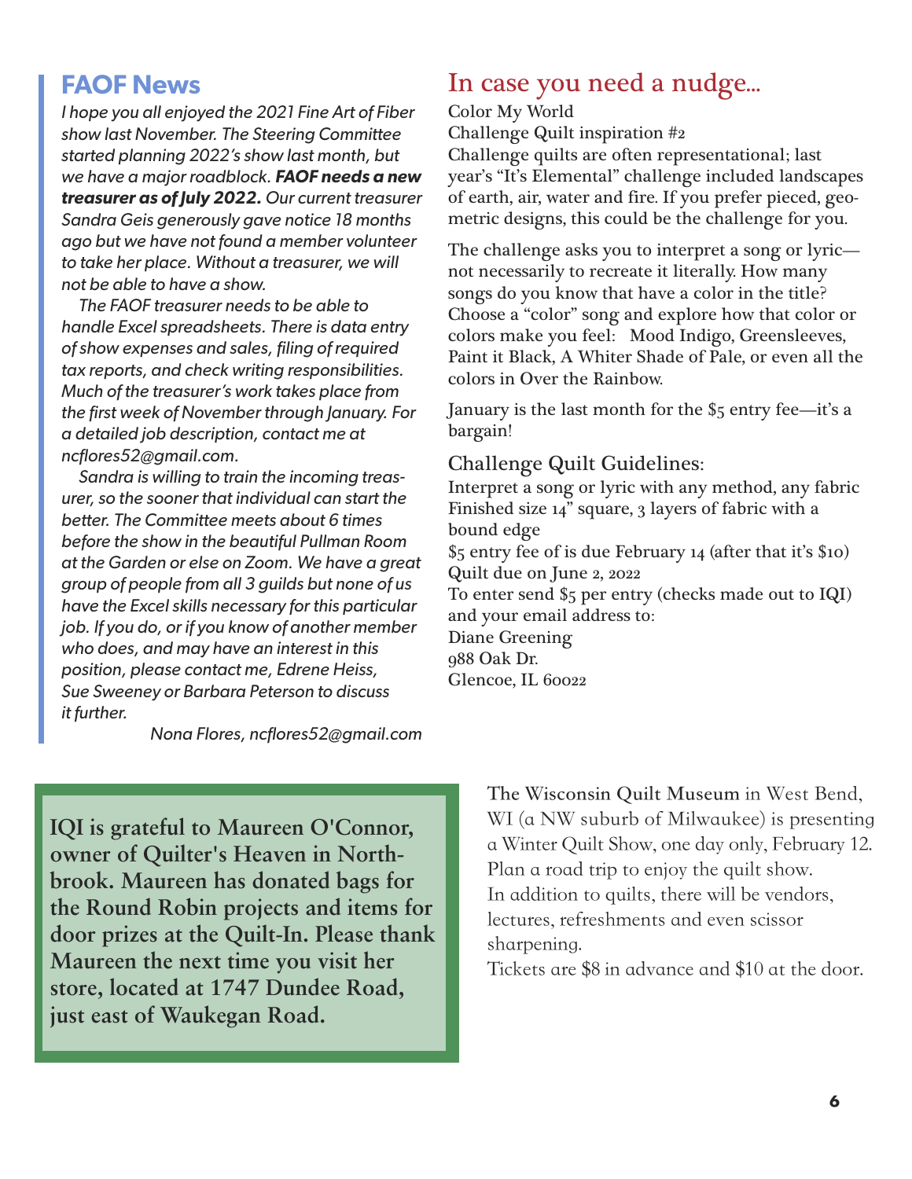## FAOF News

*I hope you all enjoyed the 2021 Fine Art of Fiber show last November. The Steering Committee started planning 2022's show last month, but we have a major roadblock.* ***FAOF needs a new treasurer as of July 2022.*** *Our current treasurer Sandra Geis generously gave notice 18 months ago but we have not found a member volunteer to take her place. Without a treasurer, we will not be able to have a show.*

*The FAOF treasurer needs to be able to handle Excel spreadsheets. There is data entry of show expenses and sales, filing of required tax reports, and check writing responsibilities. Much of the treasurer's work takes place from the first week of November through January. For a detailed job description, contact me at ncflores52@gmail.com.*

*Sandra is willing to train the incoming treasurer, so the sooner that individual can start the better. The Committee meets about 6 times before the show in the beautiful Pullman Room at the Garden or else on Zoom. We have a great group of people from all 3 guilds but none of us have the Excel skills necessary for this particular job. If you do, or if you know of another member who does, and may have an interest in this position, please contact me, Edrene Heiss, Sue Sweeney or Barbara Peterson to discuss it further.*

*Nona Flores, ncflores52@gmail.com*

## In case you need a nudge...

Color My World
Challenge Quilt inspiration #2
Challenge quilts are often representational; last year's "It's Elemental" challenge included landscapes of earth, air, water and fire. If you prefer pieced, geometric designs, this could be the challenge for you.

The challenge asks you to interpret a song or lyric—not necessarily to recreate it literally. How many songs do you know that have a color in the title? Choose a "color" song and explore how that color or colors make you feel: Mood Indigo, Greensleeves, Paint it Black, A Whiter Shade of Pale, or even all the colors in Over the Rainbow.

January is the last month for the $5 entry fee—it's a bargain!

### Challenge Quilt Guidelines:

Interpret a song or lyric with any method, any fabric
Finished size 14" square, 3 layers of fabric with a bound edge
$5 entry fee of is due February 14 (after that it's $10)
Quilt due on June 2, 2022
To enter send $5 per entry (checks made out to IQI) and your email address to:
Diane Greening
988 Oak Dr.
Glencoe, IL 60022

**IQI is grateful to Maureen O'Connor, owner of Quilter's Heaven in Northbrook. Maureen has donated bags for the Round Robin projects and items for door prizes at the Quilt-In. Please thank Maureen the next time you visit her store, located at 1747 Dundee Road, just east of Waukegan Road.**

The Wisconsin Quilt Museum in West Bend, WI (a NW suburb of Milwaukee) is presenting a Winter Quilt Show, one day only, February 12. Plan a road trip to enjoy the quilt show. In addition to quilts, there will be vendors, lectures, refreshments and even scissor sharpening.
Tickets are $8 in advance and $10 at the door.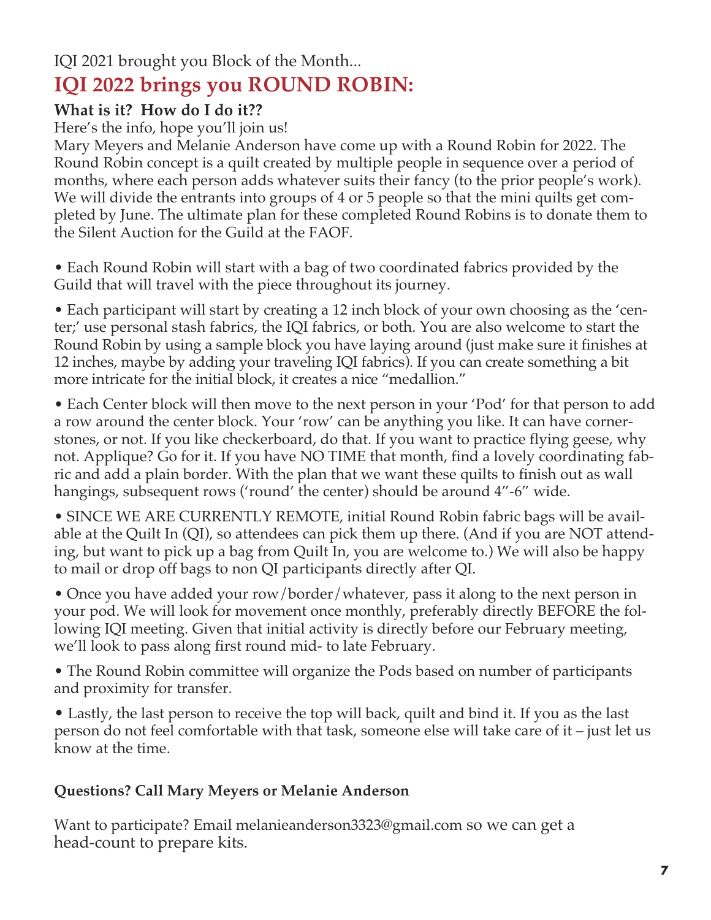IQI 2021 brought you Block of the Month...

# IQI 2022 brings you ROUND ROBIN:

**What is it? How do I do it??**

Here's the info, hope you'll join us!

Mary Meyers and Melanie Anderson have come up with a Round Robin for 2022. The Round Robin concept is a quilt created by multiple people in sequence over a period of months, where each person adds whatever suits their fancy (to the prior people's work). We will divide the entrants into groups of 4 or 5 people so that the mini quilts get completed by June. The ultimate plan for these completed Round Robins is to donate them to the Silent Auction for the Guild at the FAOF.

• Each Round Robin will start with a bag of two coordinated fabrics provided by the Guild that will travel with the piece throughout its journey.

• Each participant will start by creating a 12 inch block of your own choosing as the 'center;' use personal stash fabrics, the IQI fabrics, or both. You are also welcome to start the Round Robin by using a sample block you have laying around (just make sure it finishes at 12 inches, maybe by adding your traveling IQI fabrics). If you can create something a bit more intricate for the initial block, it creates a nice "medallion."

• Each Center block will then move to the next person in your 'Pod' for that person to add a row around the center block. Your 'row' can be anything you like. It can have cornerstones, or not. If you like checkerboard, do that. If you want to practice flying geese, why not. Applique? Go for it. If you have NO TIME that month, find a lovely coordinating fabric and add a plain border. With the plan that we want these quilts to finish out as wall hangings, subsequent rows ('round' the center) should be around 4"-6" wide.

• SINCE WE ARE CURRENTLY REMOTE, initial Round Robin fabric bags will be available at the Quilt In (QI), so attendees can pick them up there. (And if you are NOT attending, but want to pick up a bag from Quilt In, you are welcome to.) We will also be happy to mail or drop off bags to non QI participants directly after QI.

• Once you have added your row/border/whatever, pass it along to the next person in your pod. We will look for movement once monthly, preferably directly BEFORE the following IQI meeting. Given that initial activity is directly before our February meeting, we'll look to pass along first round mid- to late February.

• The Round Robin committee will organize the Pods based on number of participants and proximity for transfer.

• Lastly, the last person to receive the top will back, quilt and bind it. If you as the last person do not feel comfortable with that task, someone else will take care of it – just let us know at the time.

**Questions? Call Mary Meyers or Melanie Anderson**

Want to participate? Email melanieanderson3323@gmail.com so we can get a head-count to prepare kits.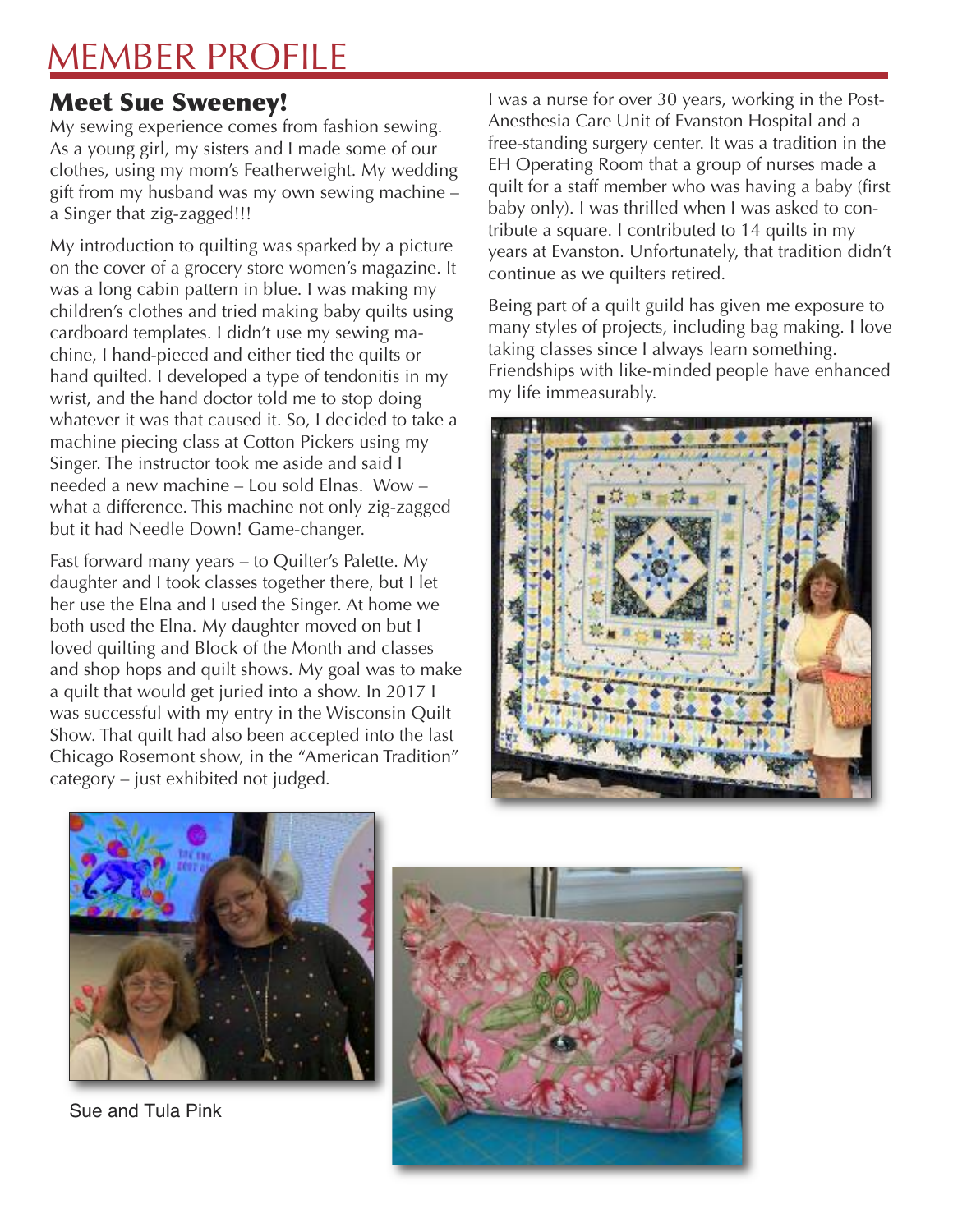# MEMBER PROFILE

## Meet Sue Sweeney!

My sewing experience comes from fashion sewing. As a young girl, my sisters and I made some of our clothes, using my mom's Featherweight. My wedding gift from my husband was my own sewing machine – a Singer that zig-zagged!!!

My introduction to quilting was sparked by a picture on the cover of a grocery store women's magazine. It was a long cabin pattern in blue. I was making my children's clothes and tried making baby quilts using cardboard templates. I didn't use my sewing machine, I hand-pieced and either tied the quilts or hand quilted. I developed a type of tendonitis in my wrist, and the hand doctor told me to stop doing whatever it was that caused it. So, I decided to take a machine piecing class at Cotton Pickers using my Singer. The instructor took me aside and said I needed a new machine – Lou sold Elnas. Wow – what a difference. This machine not only zig-zagged but it had Needle Down! Game-changer.

Fast forward many years – to Quilter's Palette. My daughter and I took classes together there, but I let her use the Elna and I used the Singer. At home we both used the Elna. My daughter moved on but I loved quilting and Block of the Month and classes and shop hops and quilt shows. My goal was to make a quilt that would get juried into a show. In 2017 I was successful with my entry in the Wisconsin Quilt Show. That quilt had also been accepted into the last Chicago Rosemont show, in the "American Tradition" category – just exhibited not judged.

I was a nurse for over 30 years, working in the Post-Anesthesia Care Unit of Evanston Hospital and a free-standing surgery center. It was a tradition in the EH Operating Room that a group of nurses made a quilt for a staff member who was having a baby (first baby only). I was thrilled when I was asked to contribute a square. I contributed to 14 quilts in my years at Evanston. Unfortunately, that tradition didn't continue as we quilters retired.

Being part of a quilt guild has given me exposure to many styles of projects, including bag making. I love taking classes since I always learn something. Friendships with like-minded people have enhanced my life immeasurably.

Sue and Tula Pink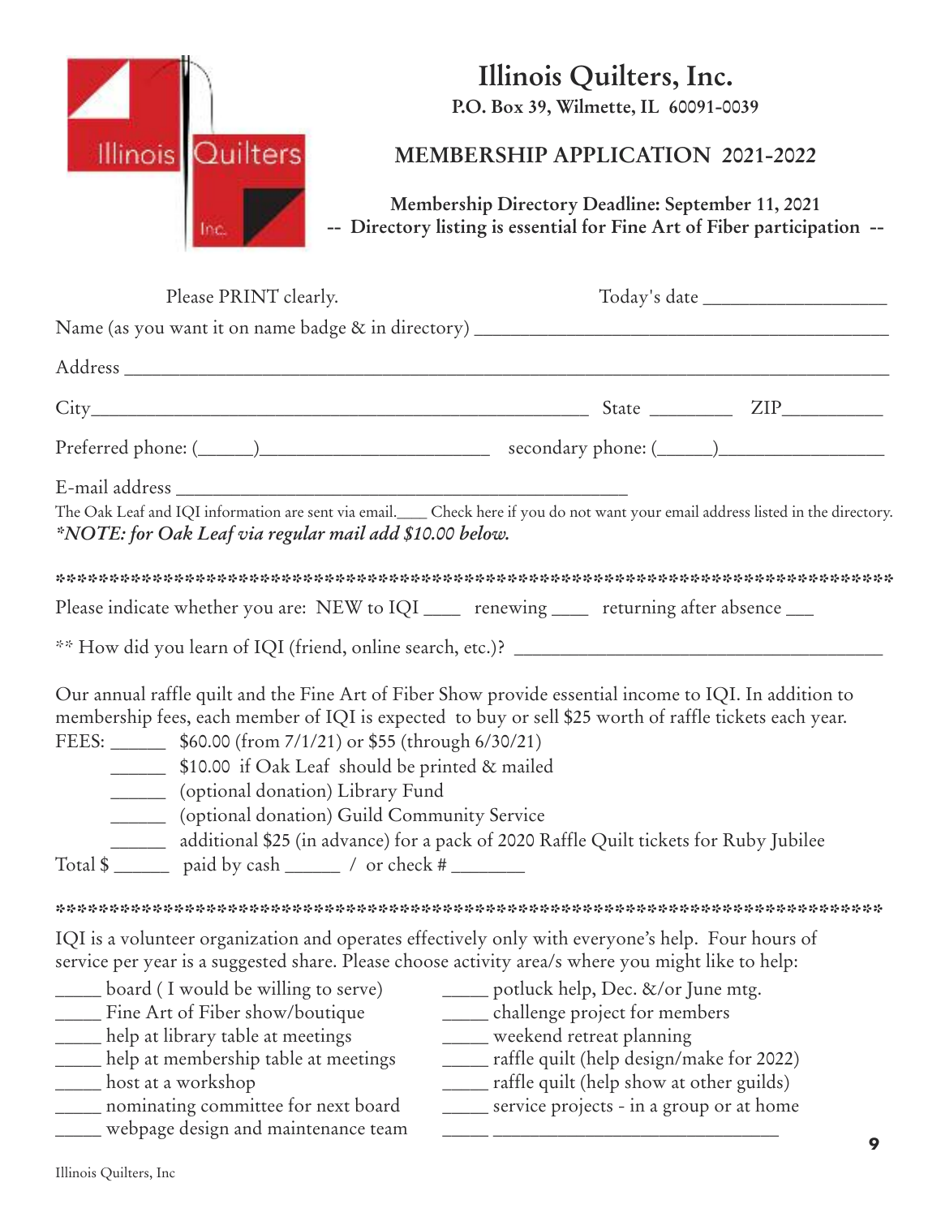# Illinois Quilters, Inc.

**P.O. Box 39, Wilmette, IL 60091-0039**

## MEMBERSHIP APPLICATION 2021-2022

**Membership Directory Deadline: September 11, 2021**
**-- Directory listing is essential for Fine Art of Fiber participation --**

Please PRINT clearly. Today's date ____________________

Name (as you want it on name badge & in directory) ____________________________________________

Address ________________________________________________________________________________

City______________________________________________________ State _________ ZIP___________

Preferred phone: (______)________________________ secondary phone: (______)__________________

E-mail address ________________________________________________

The Oak Leaf and IQI information are sent via email.____ Check here if you do not want your email address listed in the directory.
***NOTE: for Oak Leaf via regular mail add $10.00 below.***

**************************************************************************

Please indicate whether you are: NEW to IQI ____ renewing ____ returning after absence ___

** How did you learn of IQI (friend, online search, etc.)? ________________________________________

Our annual raffle quilt and the Fine Art of Fiber Show provide essential income to IQI. In addition to membership fees, each member of IQI is expected to buy or sell $25 worth of raffle tickets each year.

FEES: ______ $60.00 (from 7/1/21) or $55 (through 6/30/21)
______ $10.00 if Oak Leaf should be printed & mailed
______ (optional donation) Library Fund
______ (optional donation) Guild Community Service
______ additional $25 (in advance) for a pack of 2020 Raffle Quilt tickets for Ruby Jubilee

Total $ ______ paid by cash ______ / or check # ________

**************************************************************************

IQI is a volunteer organization and operates effectively only with everyone's help. Four hours of service per year is a suggested share. Please choose activity area/s where you might like to help:

_____ board ( I would be willing to serve)
_____ Fine Art of Fiber show/boutique
_____ help at library table at meetings
_____ help at membership table at meetings
_____ host at a workshop
_____ nominating committee for next board
_____ webpage design and maintenance team
_____ potluck help, Dec. &/or June mtg.
_____ challenge project for members
_____ weekend retreat planning
_____ raffle quilt (help design/make for 2022)
_____ raffle quilt (help show at other guilds)
_____ service projects - in a group or at home
_____ ________________________________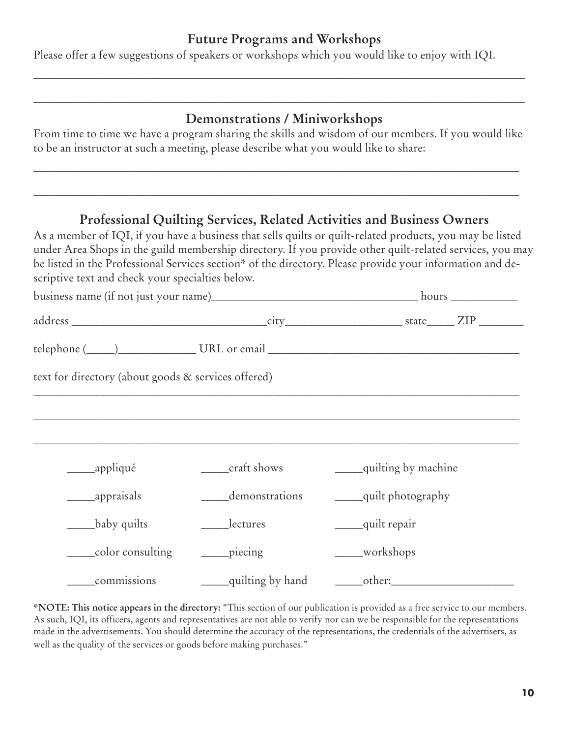## Future Programs and Workshops

Please offer a few suggestions of speakers or workshops which you would like to enjoy with IQI.

_______________________________________________________________________________

_______________________________________________________________________________

## Demonstrations / Miniworkshops

From time to time we have a program sharing the skills and wisdom of our members. If you would like to be an instructor at such a meeting, please describe what you would like to share:

_______________________________________________________________________________

_______________________________________________________________________________

## Professional Quilting Services, Related Activities and Business Owners

As a member of IQI, if you have a business that sells quilts or quilt-related products, you may be listed under Area Shops in the guild membership directory. If you provide other quilt-related services, you may be listed in the Professional Services section* of the directory. Please provide your information and descriptive text and check your specialties below.

business name (if not just your name)___________________________________ hours ___________

address _________________________________city___________________ state_____ ZIP ________

telephone (_____)_____________ URL or email __________________________________________

text for directory (about goods & services offered)

_______________________________________________________________________________

_______________________________________________________________________________

_______________________________________________________________________________

_____appliqué  
_____appraisals  
_____baby quilts  
_____color consulting  
_____commissions  
_____craft shows  
_____demonstrations  
_____lectures  
_____piecing  
_____quilting by hand  
_____quilting by machine  
_____quilt photography  
_____quilt repair  
_____workshops  
_____other:____________________

**\*NOTE: This notice appears in the directory:** "This section of our publication is provided as a free service to our members. As such, IQI, its officers, agents and representatives are not able to verify nor can we be responsible for the representations made in the advertisements. You should determine the accuracy of the representations, the credentials of the advertisers, as well as the quality of the services or goods before making purchases."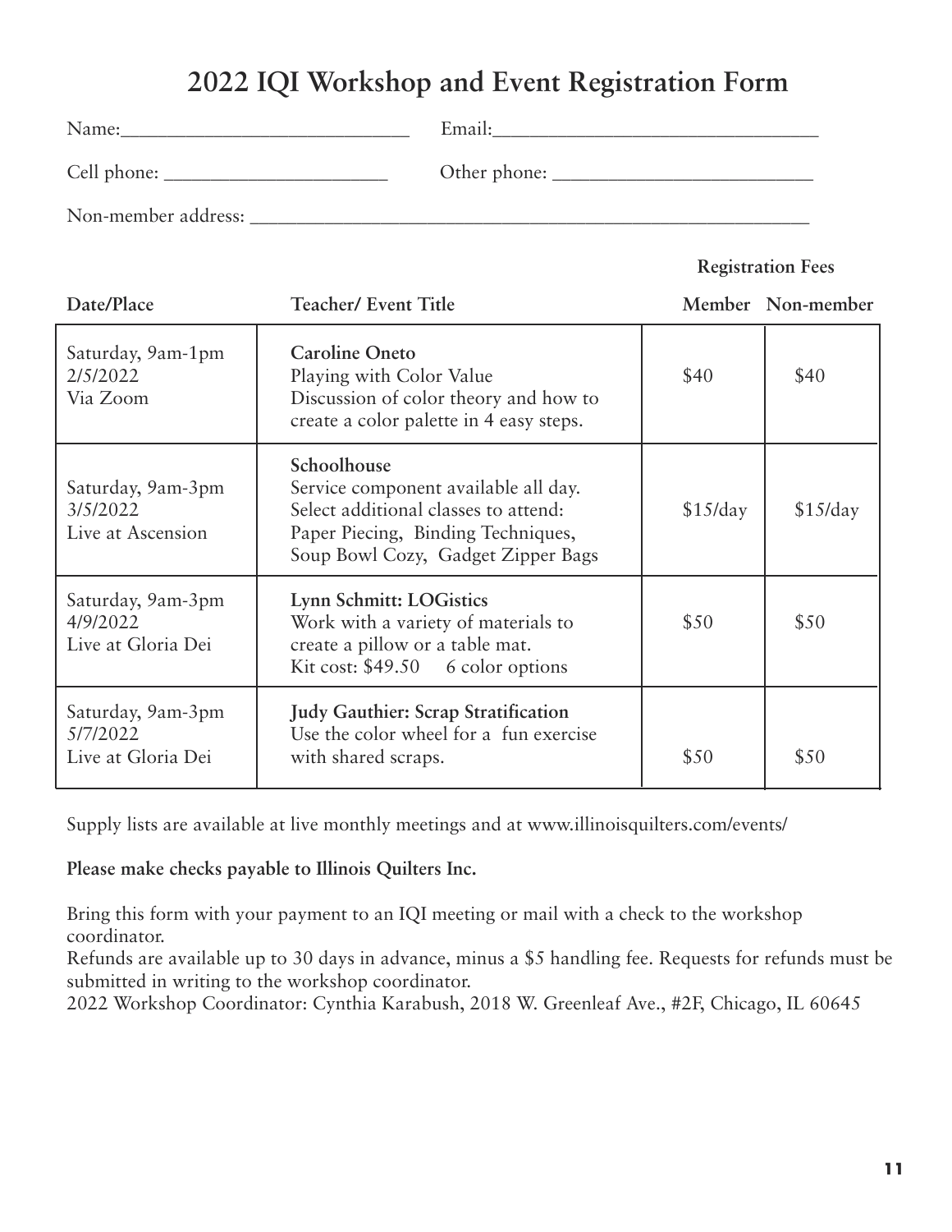# 2022 IQI Workshop and Event Registration Form

Name:_____________________________ Email:_________________________________

Cell phone: ______________________ Other phone: __________________________

Non-member address: __________________________________________________________

| Date/Place | Teacher/ Event Title | Registration Fees Member | Registration Fees Non-member |
|---|---|---|---|
| Saturday, 9am-1pm<br>2/5/2022<br>Via Zoom | **Caroline Oneto**<br>Playing with Color Value<br>Discussion of color theory and how to create a color palette in 4 easy steps. | $40 | $40 |
| Saturday, 9am-3pm<br>3/5/2022<br>Live at Ascension | **Schoolhouse**<br>Service component available all day.<br>Select additional classes to attend:<br>Paper Piecing, Binding Techniques, Soup Bowl Cozy, Gadget Zipper Bags | $15/day | $15/day |
| Saturday, 9am-3pm<br>4/9/2022<br>Live at Gloria Dei | **Lynn Schmitt: LOGistics**<br>Work with a variety of materials to create a pillow or a table mat.<br>Kit cost: $49.50 6 color options | $50 | $50 |
| Saturday, 9am-3pm<br>5/7/2022<br>Live at Gloria Dei | **Judy Gauthier: Scrap Stratification**<br>Use the color wheel for a fun exercise with shared scraps. | $50 | $50 |

Supply lists are available at live monthly meetings and at www.illinoisquilters.com/events/

**Please make checks payable to Illinois Quilters Inc.**

Bring this form with your payment to an IQI meeting or mail with a check to the workshop coordinator.
Refunds are available up to 30 days in advance, minus a $5 handling fee. Requests for refunds must be submitted in writing to the workshop coordinator.
2022 Workshop Coordinator: Cynthia Karabush, 2018 W. Greenleaf Ave., #2F, Chicago, IL 60645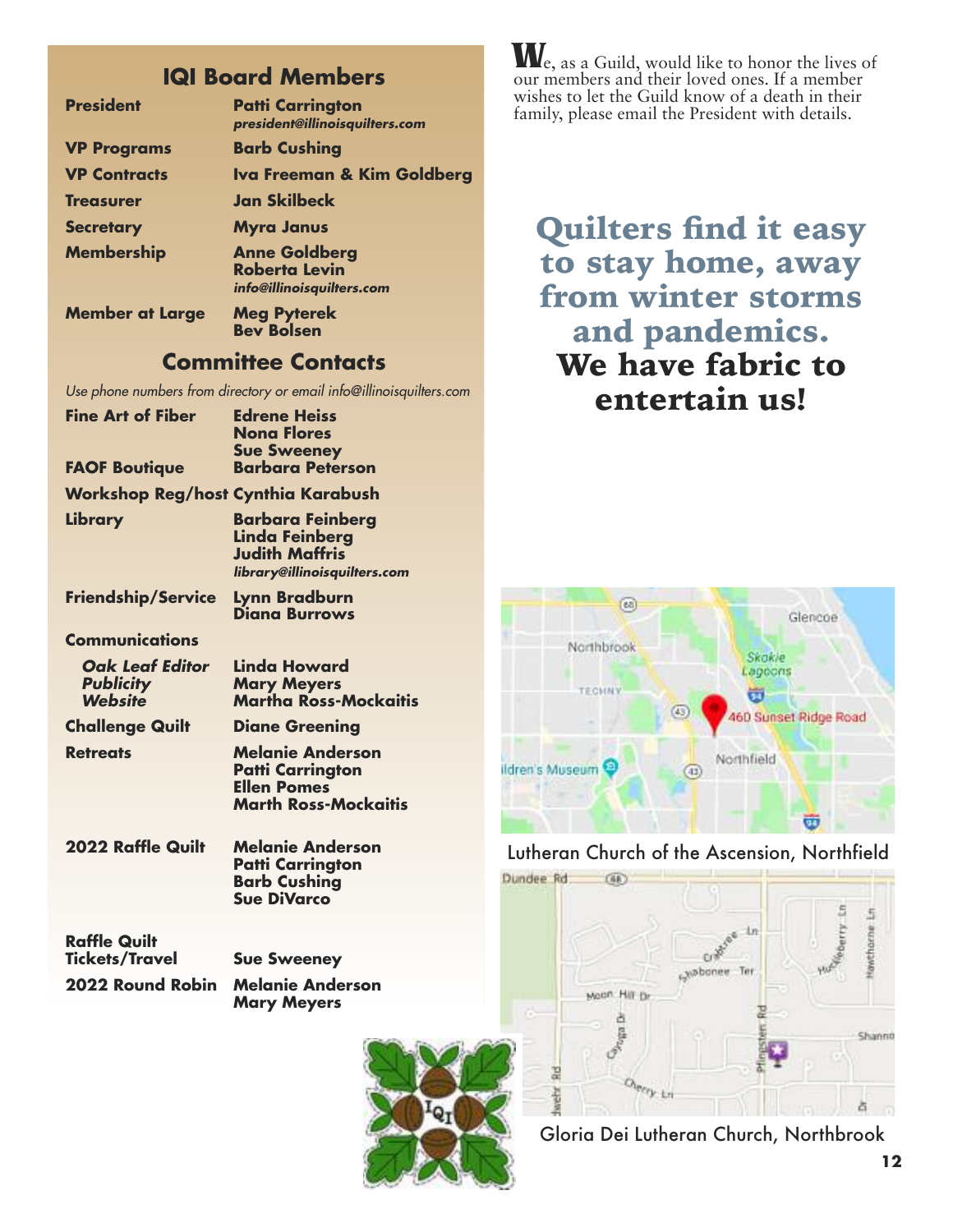## IQI Board Members

| | |
|---|---|
| **President** | **Patti Carrington** *president@illinoisquilters.com* |
| **VP Programs** | **Barb Cushing** |
| **VP Contracts** | **Iva Freeman & Kim Goldberg** |
| **Treasurer** | **Jan Skilbeck** |
| **Secretary** | **Myra Janus** |
| **Membership** | **Anne Goldberg** **Roberta Levin** *info@illinoisquilters.com* |
| **Member at Large** | **Meg Pyterek** **Bev Bolsen** |

## Committee Contacts

*Use phone numbers from directory or email info@illinoisquilters.com*

| | |
|---|---|
| **Fine Art of Fiber** | **Edrene Heiss** **Nona Flores** **Sue Sweeney** |
| **FAOF Boutique** | **Barbara Peterson** |
| **Workshop Reg/host** | **Cynthia Karabush** |
| **Library** | **Barbara Feinberg** **Linda Feinberg** **Judith Maffris** *library@illinoisquilters.com* |
| **Friendship/Service** | **Lynn Bradburn** **Diana Burrows** |
| **Communications** | |
| ***Oak Leaf Editor*** | **Linda Howard** |
| ***Publicity*** | **Mary Meyers** |
| ***Website*** | **Martha Ross-Mockaitis** |
| **Challenge Quilt** | **Diane Greening** |
| **Retreats** | **Melanie Anderson** **Patti Carrington** **Ellen Pomes** **Marth Ross-Mockaitis** |
| **2022 Raffle Quilt** | **Melanie Anderson** **Patti Carrington** **Barb Cushing** **Sue DiVarco** |
| **Raffle Quilt Tickets/Travel** | **Sue Sweeney** |
| **2022 Round Robin** | **Melanie Anderson** **Mary Meyers** |

We, as a Guild, would like to honor the lives of our members and their loved ones. If a member wishes to let the Guild know of a death in their family, please email the President with details.

**Quilters find it easy to stay home, away from winter storms and pandemics. We have fabric to entertain us!**

Lutheran Church of the Ascension, Northfield

Gloria Dei Lutheran Church, Northbrook